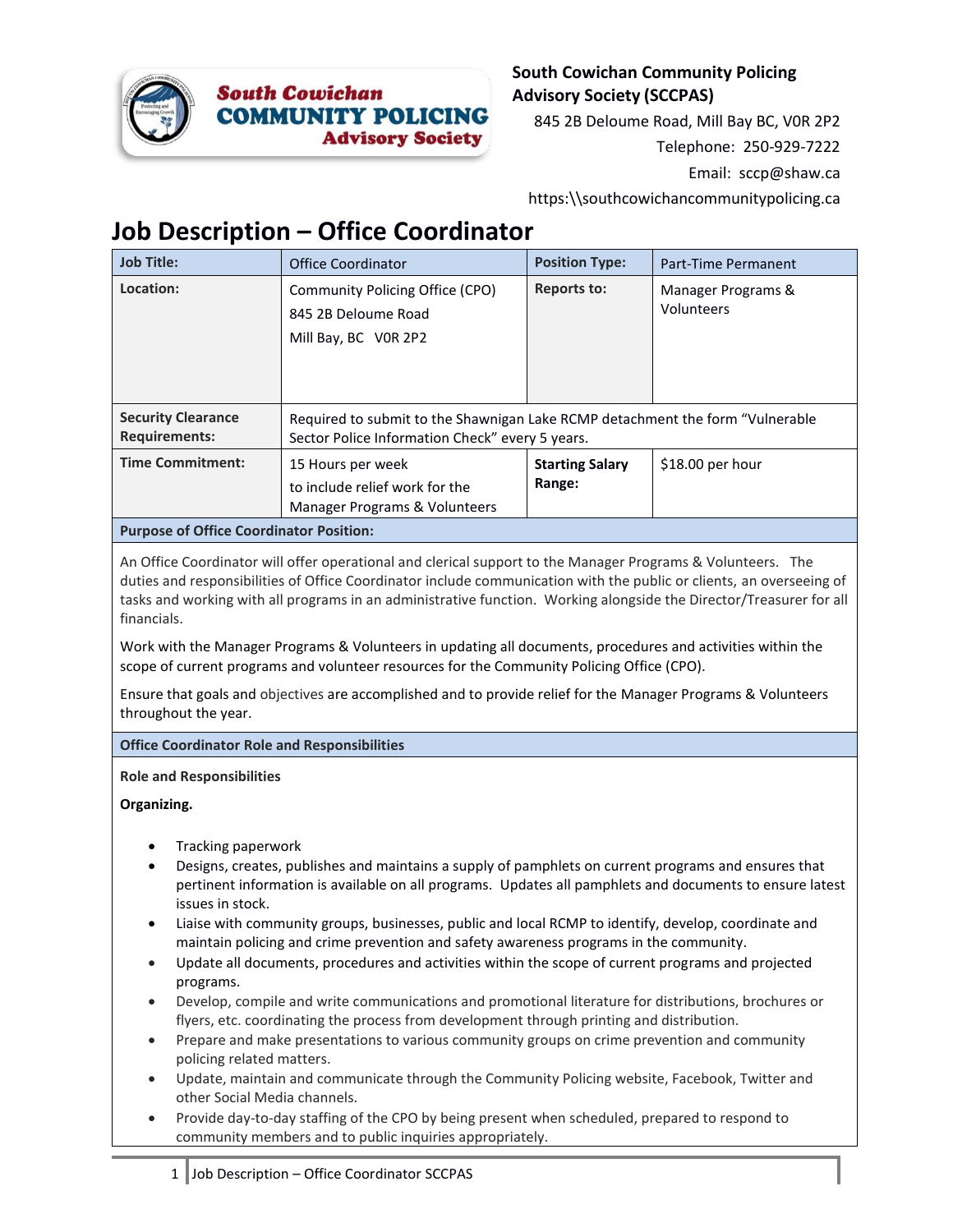**South Cowichan Community Policing Advisory Society (SCCPAS)**

845 2B Deloume Road, Mill Bay BC, V0R 2P2

Telephone: 250-929-7222

Email: sccp@shaw.ca

https:\\southcowichancommunitypolicing.ca

# Job Description – Office Coordinator

| **Job Title:** | Office Coordinator | **Position Type:** | Part-Time Permanent |
|---|---|---|---|
| **Location:** | Community Policing Office (CPO)<br>845 2B Deloume Road<br>Mill Bay, BC V0R 2P2 | **Reports to:** | Manager Programs & Volunteers |
| **Security Clearance Requirements:** | Required to submit to the Shawnigan Lake RCMP detachment the form "Vulnerable Sector Police Information Check" every 5 years. | | |
| **Time Commitment:** | 15 Hours per week<br>to include relief work for the Manager Programs & Volunteers | **Starting Salary Range:** | $18.00 per hour |

**Purpose of Office Coordinator Position:**

An Office Coordinator will offer operational and clerical support to the Manager Programs & Volunteers. The duties and responsibilities of Office Coordinator include communication with the public or clients, an overseeing of tasks and working with all programs in an administrative function. Working alongside the Director/Treasurer for all financials.

Work with the Manager Programs & Volunteers in updating all documents, procedures and activities within the scope of current programs and volunteer resources for the Community Policing Office (CPO).

Ensure that goals and objectives are accomplished and to provide relief for the Manager Programs & Volunteers throughout the year.

**Office Coordinator Role and Responsibilities**

**Role and Responsibilities**

**Organizing.**

- Tracking paperwork
- Designs, creates, publishes and maintains a supply of pamphlets on current programs and ensures that pertinent information is available on all programs. Updates all pamphlets and documents to ensure latest issues in stock.
- Liaise with community groups, businesses, public and local RCMP to identify, develop, coordinate and maintain policing and crime prevention and safety awareness programs in the community.
- Update all documents, procedures and activities within the scope of current programs and projected programs.
- Develop, compile and write communications and promotional literature for distributions, brochures or flyers, etc. coordinating the process from development through printing and distribution.
- Prepare and make presentations to various community groups on crime prevention and community policing related matters.
- Update, maintain and communicate through the Community Policing website, Facebook, Twitter and other Social Media channels.
- Provide day-to-day staffing of the CPO by being present when scheduled, prepared to respond to community members and to public inquiries appropriately.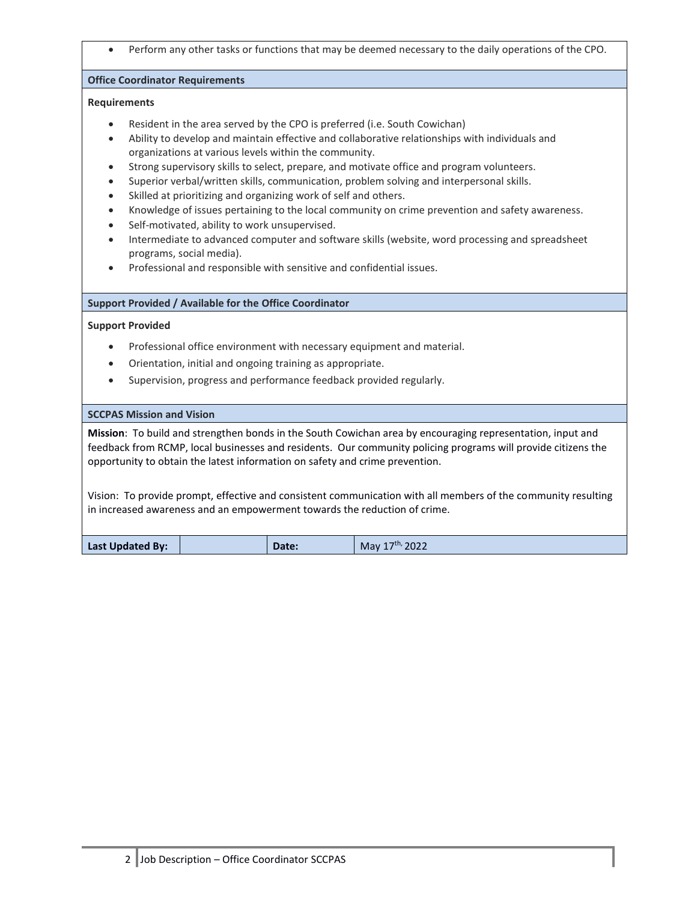- Perform any other tasks or functions that may be deemed necessary to the daily operations of the CPO.

## Office Coordinator Requirements

**Requirements**

- Resident in the area served by the CPO is preferred (i.e. South Cowichan)
- Ability to develop and maintain effective and collaborative relationships with individuals and organizations at various levels within the community.
- Strong supervisory skills to select, prepare, and motivate office and program volunteers.
- Superior verbal/written skills, communication, problem solving and interpersonal skills.
- Skilled at prioritizing and organizing work of self and others.
- Knowledge of issues pertaining to the local community on crime prevention and safety awareness.
- Self-motivated, ability to work unsupervised.
- Intermediate to advanced computer and software skills (website, word processing and spreadsheet programs, social media).
- Professional and responsible with sensitive and confidential issues.

## Support Provided / Available for the Office Coordinator

**Support Provided**

- Professional office environment with necessary equipment and material.
- Orientation, initial and ongoing training as appropriate.
- Supervision, progress and performance feedback provided regularly.

## SCCPAS Mission and Vision

**Mission**: To build and strengthen bonds in the South Cowichan area by encouraging representation, input and feedback from RCMP, local businesses and residents. Our community policing programs will provide citizens the opportunity to obtain the latest information on safety and crime prevention.

Vision: To provide prompt, effective and consistent communication with all members of the community resulting in increased awareness and an empowerment towards the reduction of crime.

| | | | |
|---|---|---|---|
| **Last Updated By:** | | **Date:** | May 17th, 2022 |